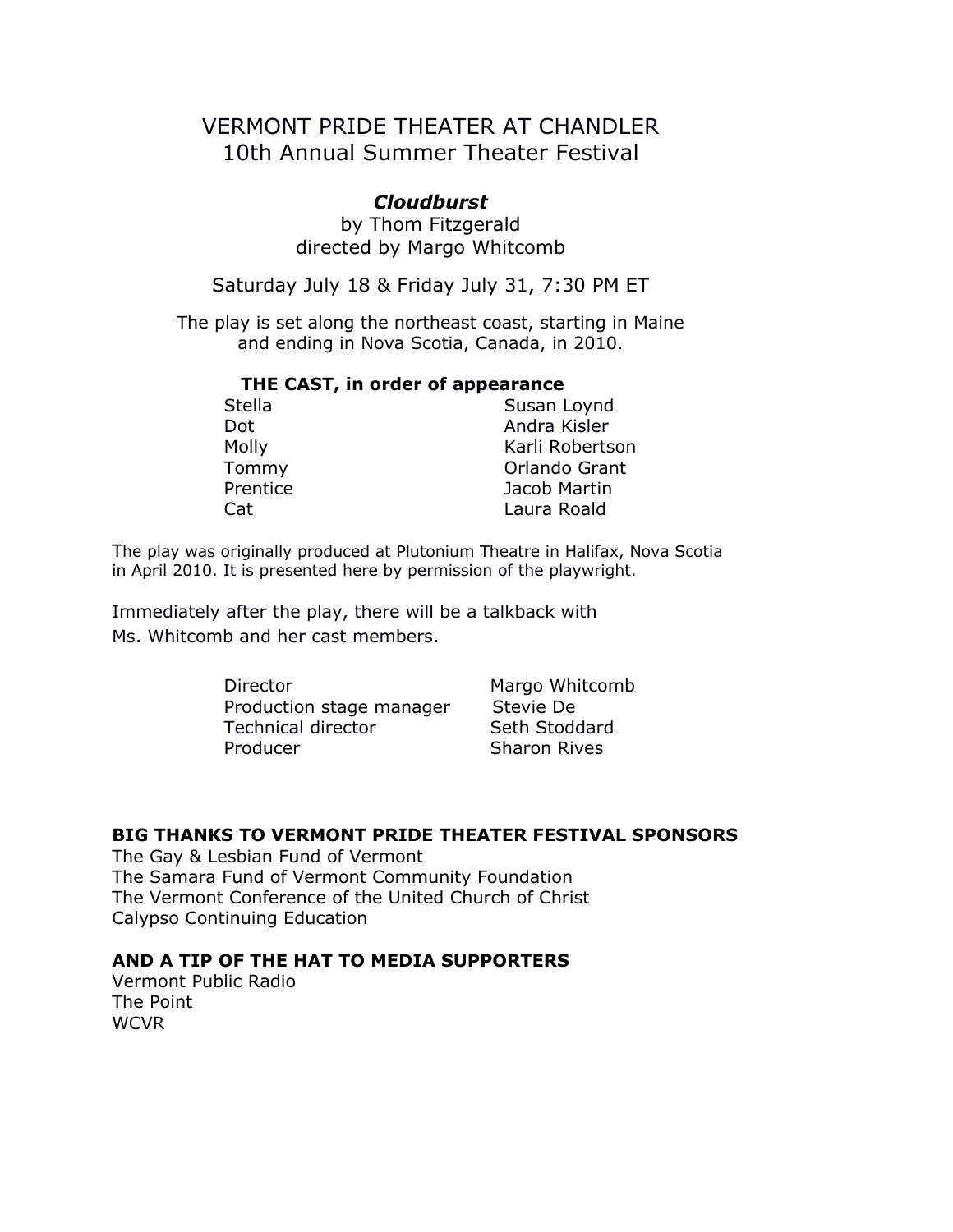# VERMONT PRIDE THEATER AT CHANDLER
## 10th Annual Summer Theater Festival

### ***Cloudburst***

by Thom Fitzgerald
directed by Margo Whitcomb

Saturday July 18 & Friday July 31, 7:30 PM ET

The play is set along the northeast coast, starting in Maine and ending in Nova Scotia, Canada, in 2010.

**THE CAST, in order of appearance**

| | |
|---|---|
| Stella | Susan Loynd |
| Dot | Andra Kisler |
| Molly | Karli Robertson |
| Tommy | Orlando Grant |
| Prentice | Jacob Martin |
| Cat | Laura Roald |

The play was originally produced at Plutonium Theatre in Halifax, Nova Scotia in April 2010. It is presented here by permission of the playwright.

Immediately after the play, there will be a talkback with Ms. Whitcomb and her cast members.

| | |
|---|---|
| Director | Margo Whitcomb |
| Production stage manager | Stevie De |
| Technical director | Seth Stoddard |
| Producer | Sharon Rives |

**BIG THANKS TO VERMONT PRIDE THEATER FESTIVAL SPONSORS**

The Gay & Lesbian Fund of Vermont
The Samara Fund of Vermont Community Foundation
The Vermont Conference of the United Church of Christ
Calypso Continuing Education

**AND A TIP OF THE HAT TO MEDIA SUPPORTERS**

Vermont Public Radio
The Point
WCVR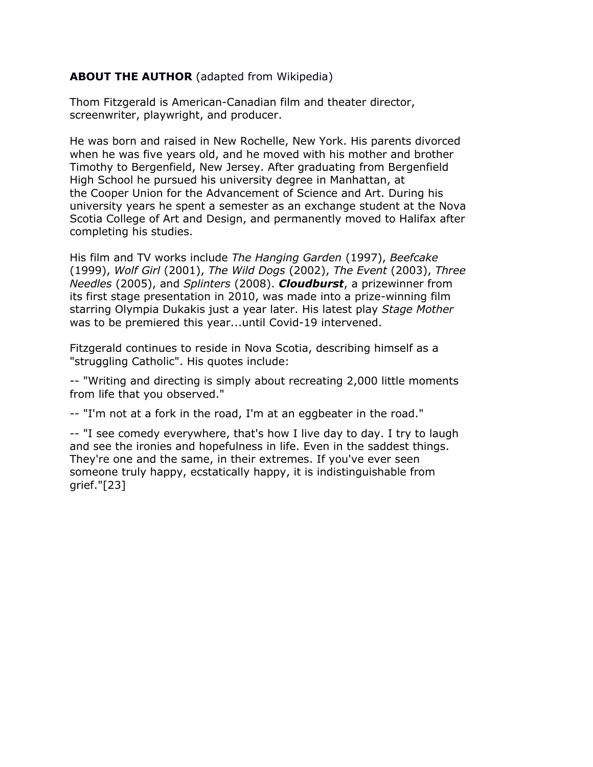**ABOUT THE AUTHOR** (adapted from Wikipedia)

Thom Fitzgerald is American-Canadian film and theater director, screenwriter, playwright, and producer.

He was born and raised in New Rochelle, New York. His parents divorced when he was five years old, and he moved with his mother and brother Timothy to Bergenfield, New Jersey. After graduating from Bergenfield High School he pursued his university degree in Manhattan, at the Cooper Union for the Advancement of Science and Art. During his university years he spent a semester as an exchange student at the Nova Scotia College of Art and Design, and permanently moved to Halifax after completing his studies.

His film and TV works include *The Hanging Garden* (1997), *Beefcake* (1999), *Wolf Girl* (2001), *The Wild Dogs* (2002), *The Event* (2003), *Three Needles* (2005), and *Splinters* (2008). ***Cloudburst***, a prizewinner from its first stage presentation in 2010, was made into a prize-winning film starring Olympia Dukakis just a year later. His latest play *Stage Mother* was to be premiered this year...until Covid-19 intervened.

Fitzgerald continues to reside in Nova Scotia, describing himself as a "struggling Catholic". His quotes include:

-- "Writing and directing is simply about recreating 2,000 little moments from life that you observed."

-- "I'm not at a fork in the road, I'm at an eggbeater in the road."

-- "I see comedy everywhere, that's how I live day to day. I try to laugh and see the ironies and hopefulness in life. Even in the saddest things. They're one and the same, in their extremes. If you've ever seen someone truly happy, ecstatically happy, it is indistinguishable from grief."[23]